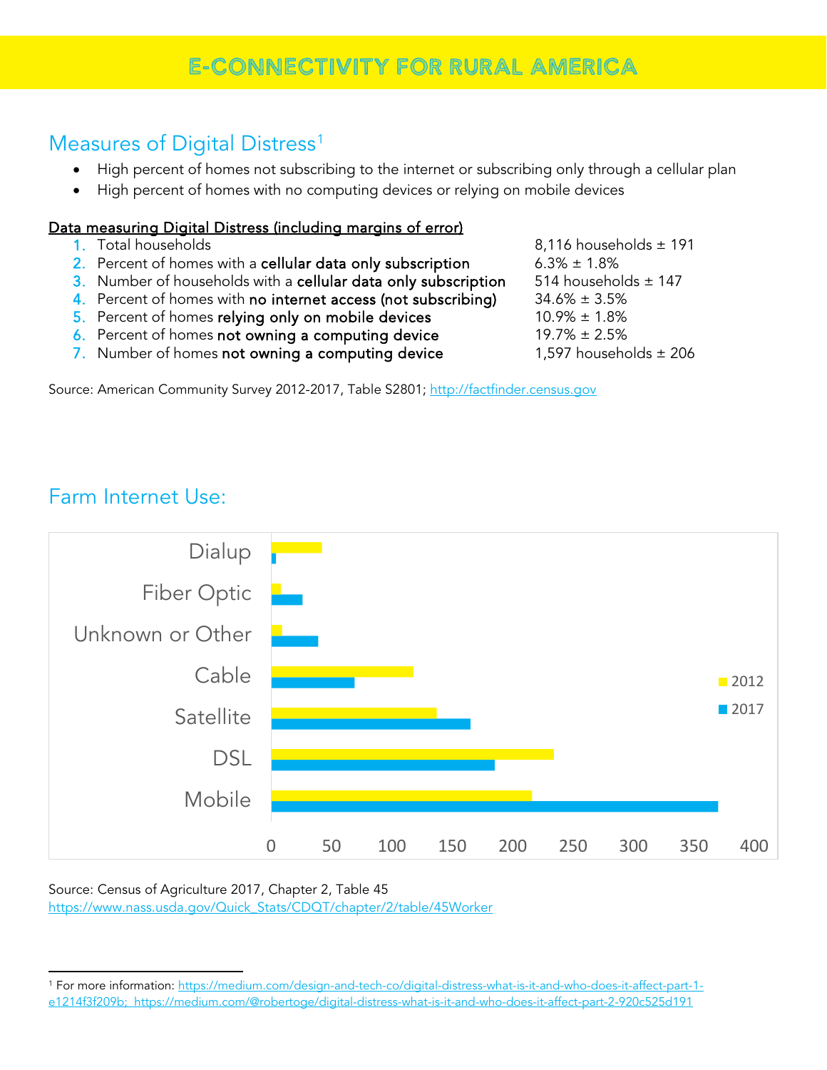# E-CONNECTIVITY FOR RURAL AMERICA

## Measures of Digital Distress[1]

- High percent of homes not subscribing to the internet or subscribing only through a cellular plan
- High percent of homes with no computing devices or relying on mobile devices

**Data measuring Digital Distress (including margins of error)**

| | Measure | Value |
|---|---|---|
| 1. | Total households | 8,116 households ± 191 |
| 2. | Percent of homes with a **cellular data only subscription** | 6.3% ± 1.8% |
| 3. | Number of households with a **cellular data only subscription** | 514 households ± 147 |
| 4. | Percent of homes with **no internet access (not subscribing)** | 34.6% ± 3.5% |
| 5. | Percent of homes **relying only on mobile devices** | 10.9% ± 1.8% |
| 6. | Percent of homes **not owning a computing device** | 19.7% ± 2.5% |
| 7. | Number of homes **not owning a computing device** | 1,597 households ± 206 |

Source: American Community Survey 2012-2017, Table S2801; http://factfinder.census.gov

## Farm Internet Use:

| | 2012 | 2017 |
|---|---|---|
| Dialup | ~41 | ~3 |
| Fiber Optic | ~7 | ~25 |
| Unknown or Other | ~8 | ~38 |
| Cable | ~117 | ~68 |
| Satellite | ~137 | ~165 |
| DSL | ~234 | ~185 |
| Mobile | ~216 | ~370 |

Source: Census of Agriculture 2017, Chapter 2, Table 45
https://www.nass.usda.gov/Quick_Stats/CDQT/chapter/2/table/45Worker

[1] For more information: https://medium.com/design-and-tech-co/digital-distress-what-is-it-and-who-does-it-affect-part-1-e1214f3f209b; https://medium.com/@robertoge/digital-distress-what-is-it-and-who-does-it-affect-part-2-920c525d191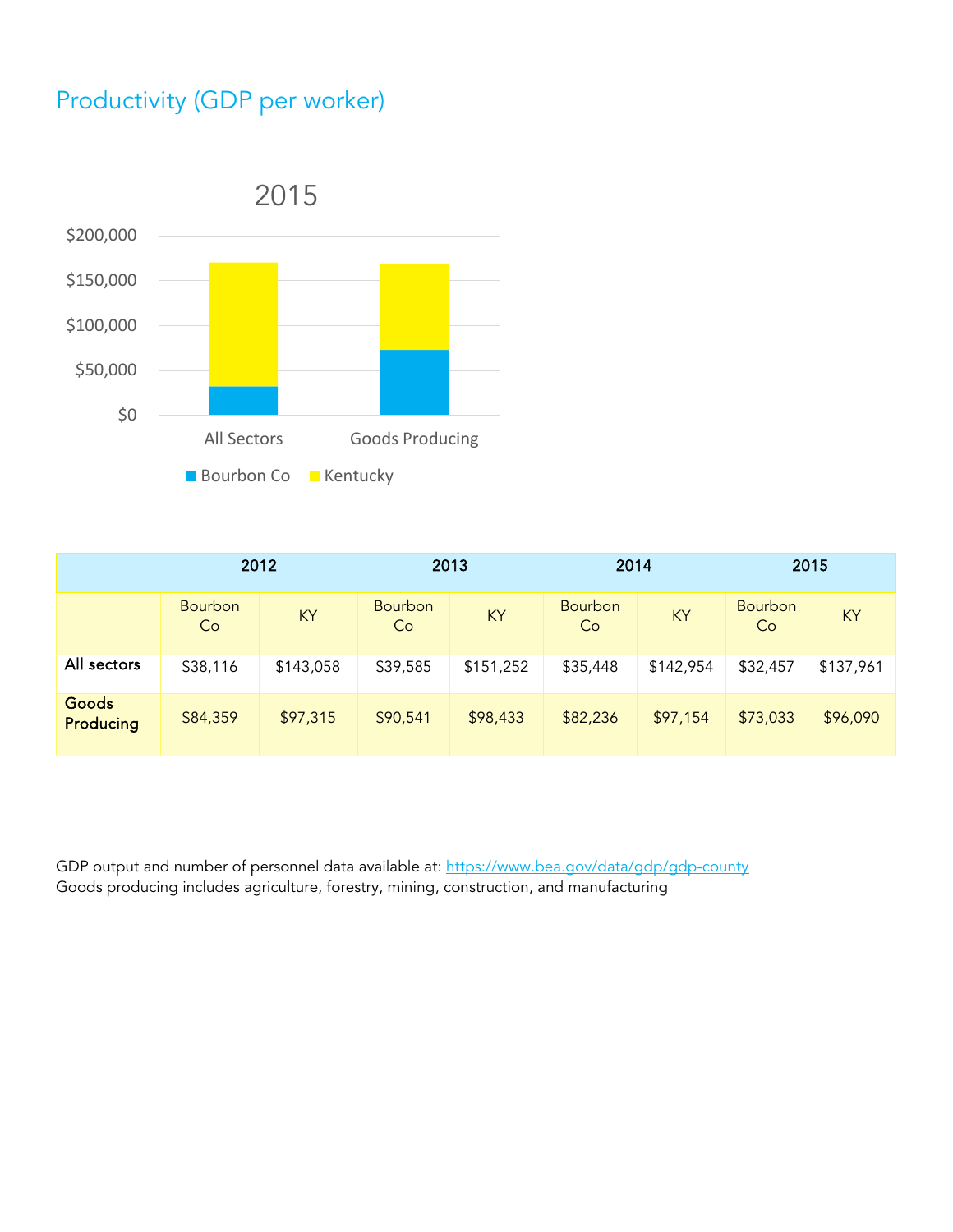## Productivity (GDP per worker)

2015

| | 2012 | | 2013 | | 2014 | | 2015 | |
|---|---|---|---|---|---|---|---|---|
| | Bourbon Co | KY | Bourbon Co | KY | Bourbon Co | KY | Bourbon Co | KY |
| **All sectors** | $38,116 | $143,058 | $39,585 | $151,252 | $35,448 | $142,954 | $32,457 | $137,961 |
| **Goods Producing** | $84,359 | $97,315 | $90,541 | $98,433 | $82,236 | $97,154 | $73,033 | $96,090 |

GDP output and number of personnel data available at: https://www.bea.gov/data/gdp/gdp-county
Goods producing includes agriculture, forestry, mining, construction, and manufacturing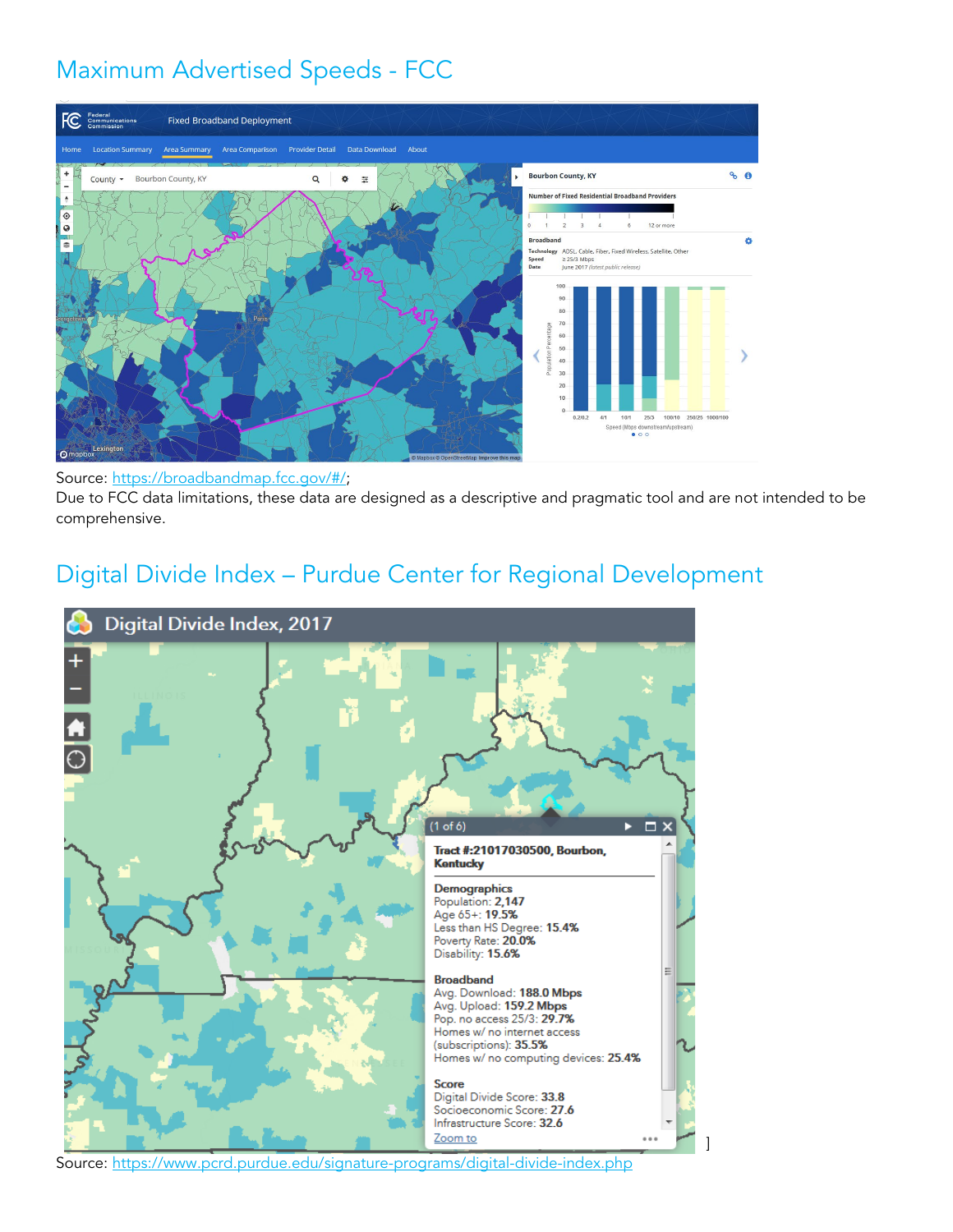## Maximum Advertised Speeds - FCC

Source: https://broadbandmap.fcc.gov/#/;
Due to FCC data limitations, these data are designed as a descriptive and pragmatic tool and are not intended to be comprehensive.

## Digital Divide Index – Purdue Center for Regional Development

]

Source: https://www.pcrd.purdue.edu/signature-programs/digital-divide-index.php